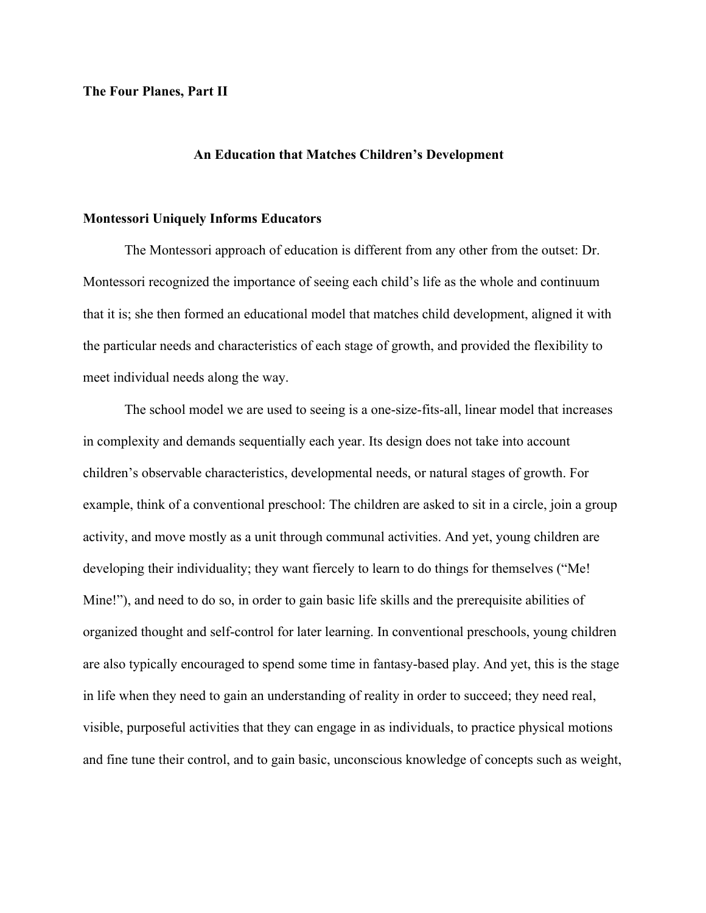**The Four Planes, Part II**

## An Education that Matches Children's Development

### Montessori Uniquely Informs Educators

The Montessori approach of education is different from any other from the outset: Dr. Montessori recognized the importance of seeing each child's life as the whole and continuum that it is; she then formed an educational model that matches child development, aligned it with the particular needs and characteristics of each stage of growth, and provided the flexibility to meet individual needs along the way.

The school model we are used to seeing is a one-size-fits-all, linear model that increases in complexity and demands sequentially each year. Its design does not take into account children's observable characteristics, developmental needs, or natural stages of growth. For example, think of a conventional preschool: The children are asked to sit in a circle, join a group activity, and move mostly as a unit through communal activities. And yet, young children are developing their individuality; they want fiercely to learn to do things for themselves ("Me! Mine!"), and need to do so, in order to gain basic life skills and the prerequisite abilities of organized thought and self-control for later learning. In conventional preschools, young children are also typically encouraged to spend some time in fantasy-based play. And yet, this is the stage in life when they need to gain an understanding of reality in order to succeed; they need real, visible, purposeful activities that they can engage in as individuals, to practice physical motions and fine tune their control, and to gain basic, unconscious knowledge of concepts such as weight,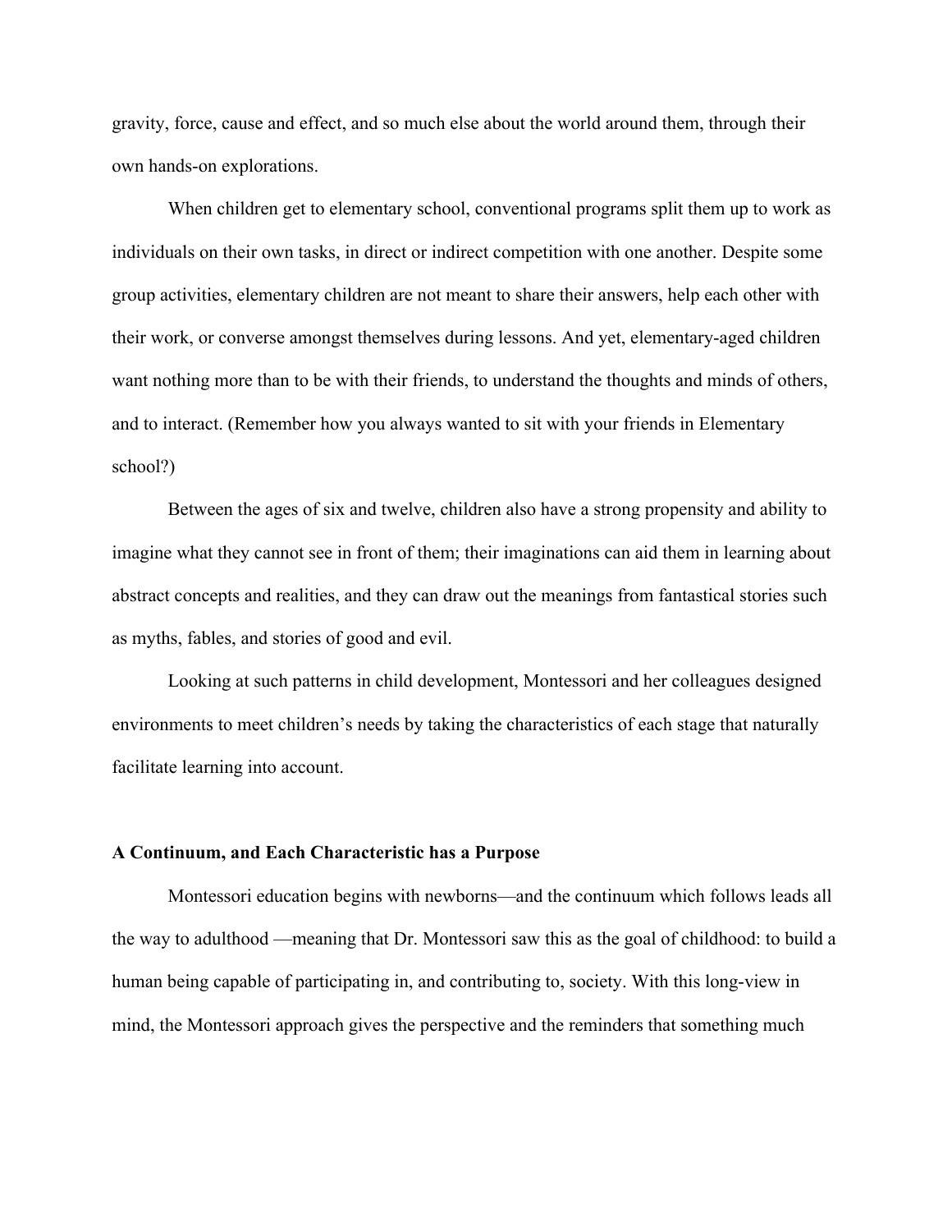gravity, force, cause and effect, and so much else about the world around them, through their own hands-on explorations.

When children get to elementary school, conventional programs split them up to work as individuals on their own tasks, in direct or indirect competition with one another. Despite some group activities, elementary children are not meant to share their answers, help each other with their work, or converse amongst themselves during lessons. And yet, elementary-aged children want nothing more than to be with their friends, to understand the thoughts and minds of others, and to interact. (Remember how you always wanted to sit with your friends in Elementary school?)

Between the ages of six and twelve, children also have a strong propensity and ability to imagine what they cannot see in front of them; their imaginations can aid them in learning about abstract concepts and realities, and they can draw out the meanings from fantastical stories such as myths, fables, and stories of good and evil.

Looking at such patterns in child development, Montessori and her colleagues designed environments to meet children's needs by taking the characteristics of each stage that naturally facilitate learning into account.

**A Continuum, and Each Characteristic has a Purpose**

Montessori education begins with newborns—and the continuum which follows leads all the way to adulthood —meaning that Dr. Montessori saw this as the goal of childhood: to build a human being capable of participating in, and contributing to, society. With this long-view in mind, the Montessori approach gives the perspective and the reminders that something much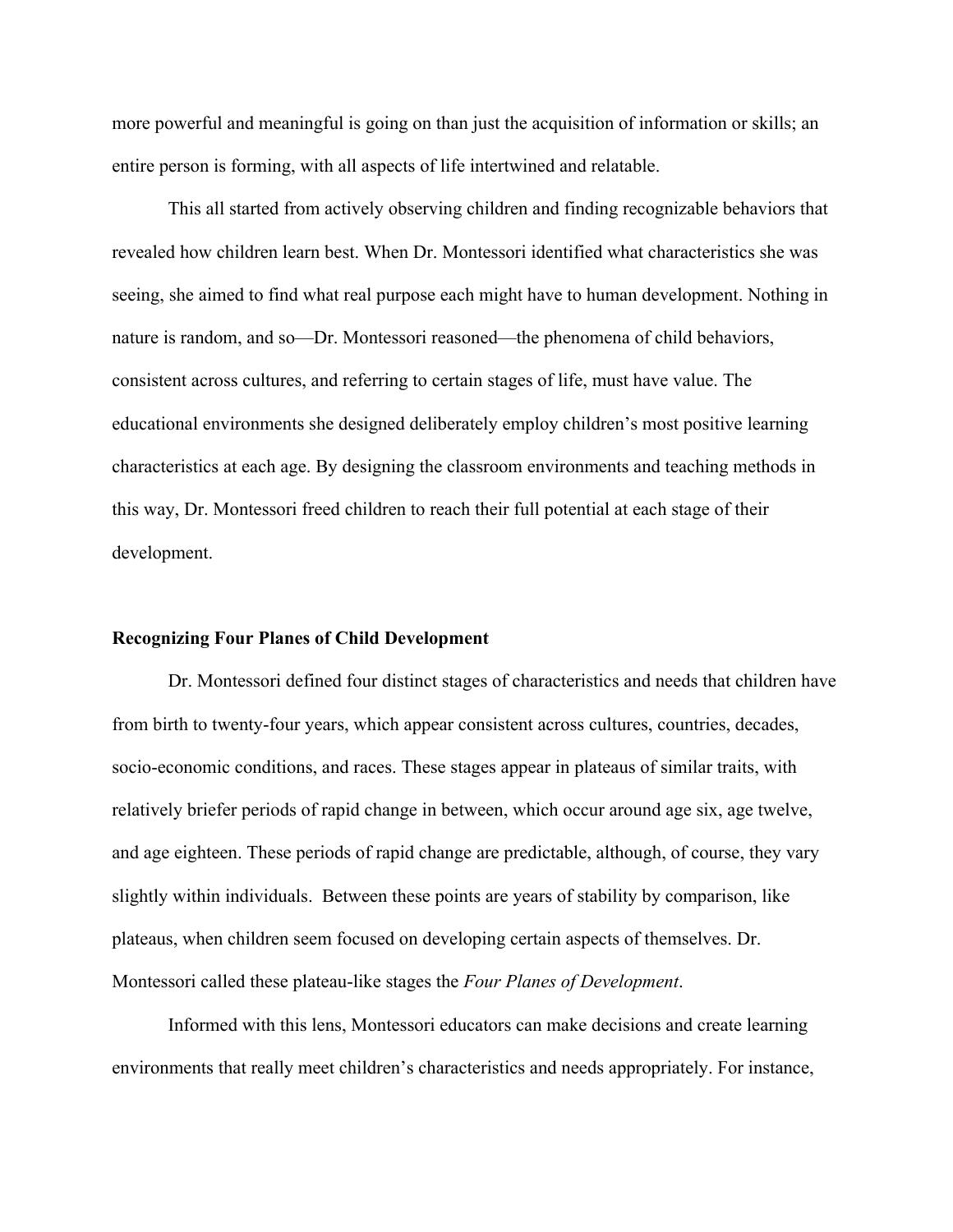more powerful and meaningful is going on than just the acquisition of information or skills; an entire person is forming, with all aspects of life intertwined and relatable.

This all started from actively observing children and finding recognizable behaviors that revealed how children learn best. When Dr. Montessori identified what characteristics she was seeing, she aimed to find what real purpose each might have to human development. Nothing in nature is random, and so—Dr. Montessori reasoned—the phenomena of child behaviors, consistent across cultures, and referring to certain stages of life, must have value. The educational environments she designed deliberately employ children's most positive learning characteristics at each age. By designing the classroom environments and teaching methods in this way, Dr. Montessori freed children to reach their full potential at each stage of their development.

**Recognizing Four Planes of Child Development**

Dr. Montessori defined four distinct stages of characteristics and needs that children have from birth to twenty-four years, which appear consistent across cultures, countries, decades, socio-economic conditions, and races. These stages appear in plateaus of similar traits, with relatively briefer periods of rapid change in between, which occur around age six, age twelve, and age eighteen. These periods of rapid change are predictable, although, of course, they vary slightly within individuals. Between these points are years of stability by comparison, like plateaus, when children seem focused on developing certain aspects of themselves. Dr. Montessori called these plateau-like stages the *Four Planes of Development*.

Informed with this lens, Montessori educators can make decisions and create learning environments that really meet children's characteristics and needs appropriately. For instance,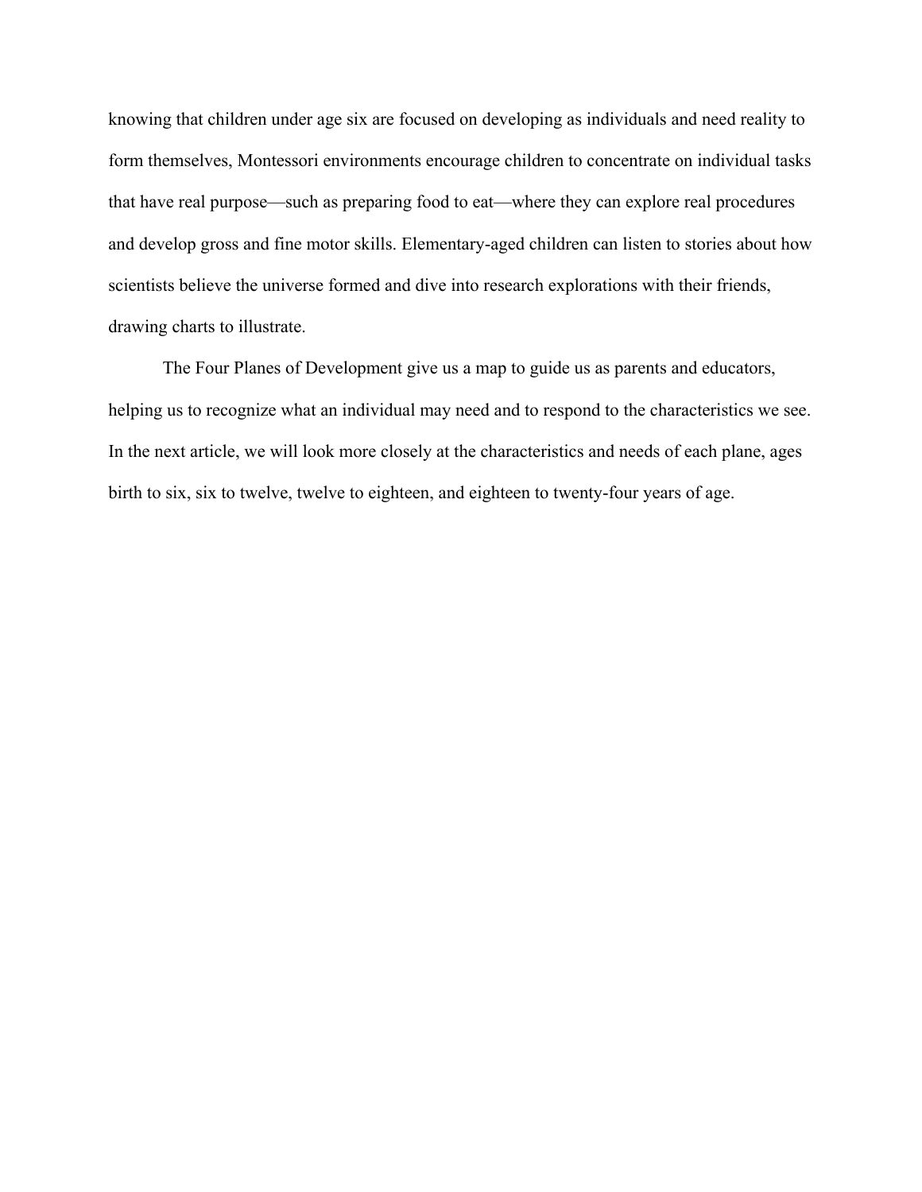knowing that children under age six are focused on developing as individuals and need reality to form themselves, Montessori environments encourage children to concentrate on individual tasks that have real purpose—such as preparing food to eat—where they can explore real procedures and develop gross and fine motor skills. Elementary-aged children can listen to stories about how scientists believe the universe formed and dive into research explorations with their friends, drawing charts to illustrate.

The Four Planes of Development give us a map to guide us as parents and educators, helping us to recognize what an individual may need and to respond to the characteristics we see. In the next article, we will look more closely at the characteristics and needs of each plane, ages birth to six, six to twelve, twelve to eighteen, and eighteen to twenty-four years of age.